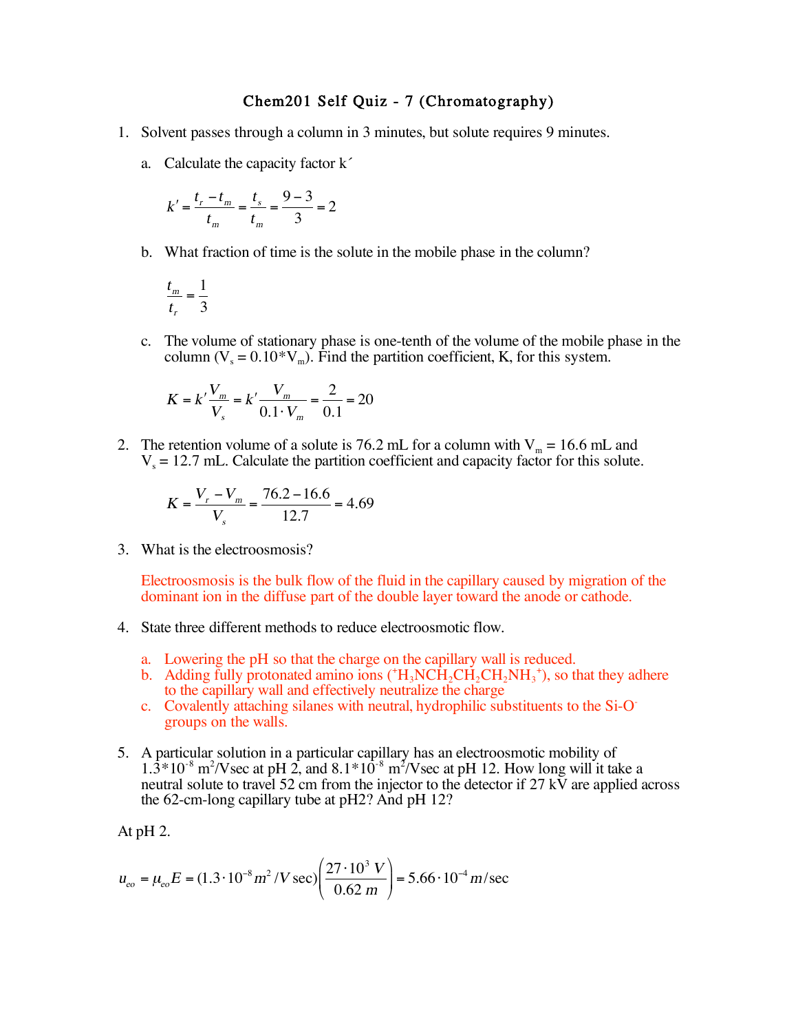# Chem201 Self Quiz - 7 (Chromatography)

1. Solvent passes through a column in 3 minutes, but solute requires 9 minutes.

   a. Calculate the capacity factor k´

   $$k' = \frac{t_r - t_m}{t_m} = \frac{t_s}{t_m} = \frac{9-3}{3} = 2$$

   b. What fraction of time is the solute in the mobile phase in the column?

   $$\frac{t_m}{t_r} = \frac{1}{3}$$

   c. The volume of stationary phase is one-tenth of the volume of the mobile phase in the column ($V_s = 0.10 * V_m$). Find the partition coefficient, K, for this system.

   $$K = k' \frac{V_m}{V_s} = k' \frac{V_m}{0.1 \cdot V_m} = \frac{2}{0.1} = 20$$

2. The retention volume of a solute is 76.2 mL for a column with $V_m$ = 16.6 mL and $V_s$ = 12.7 mL. Calculate the partition coefficient and capacity factor for this solute.

   $$K = \frac{V_r - V_m}{V_s} = \frac{76.2 - 16.6}{12.7} = 4.69$$

3. What is the electroosmosis?

   Electroosmosis is the bulk flow of the fluid in the capillary caused by migration of the dominant ion in the diffuse part of the double layer toward the anode or cathode.

4. State three different methods to reduce electroosmotic flow.

   a. Lowering the pH so that the charge on the capillary wall is reduced.
   b. Adding fully protonated amino ions ($^+H_3NCH_2CH_2CH_2NH_3^+$), so that they adhere to the capillary wall and effectively neutralize the charge
   c. Covalently attaching silanes with neutral, hydrophilic substituents to the $Si\text{-}O^-$ groups on the walls.

5. A particular solution in a particular capillary has an electroosmotic mobility of $1.3*10^{-8}$ $m^2$/Vsec at pH 2, and $8.1*10^{-8}$ $m^2$/Vsec at pH 12. How long will it take a neutral solute to travel 52 cm from the injector to the detector if 27 kV are applied across the 62-cm-long capillary tube at pH2? And pH 12?

At pH 2.

$$u_{eo} = \mu_{eo} E = (1.3 \cdot 10^{-8} m^2 / V \sec)\left(\frac{27 \cdot 10^3 \ V}{0.62 \ m}\right) = 5.66 \cdot 10^{-4} \ m/\sec$$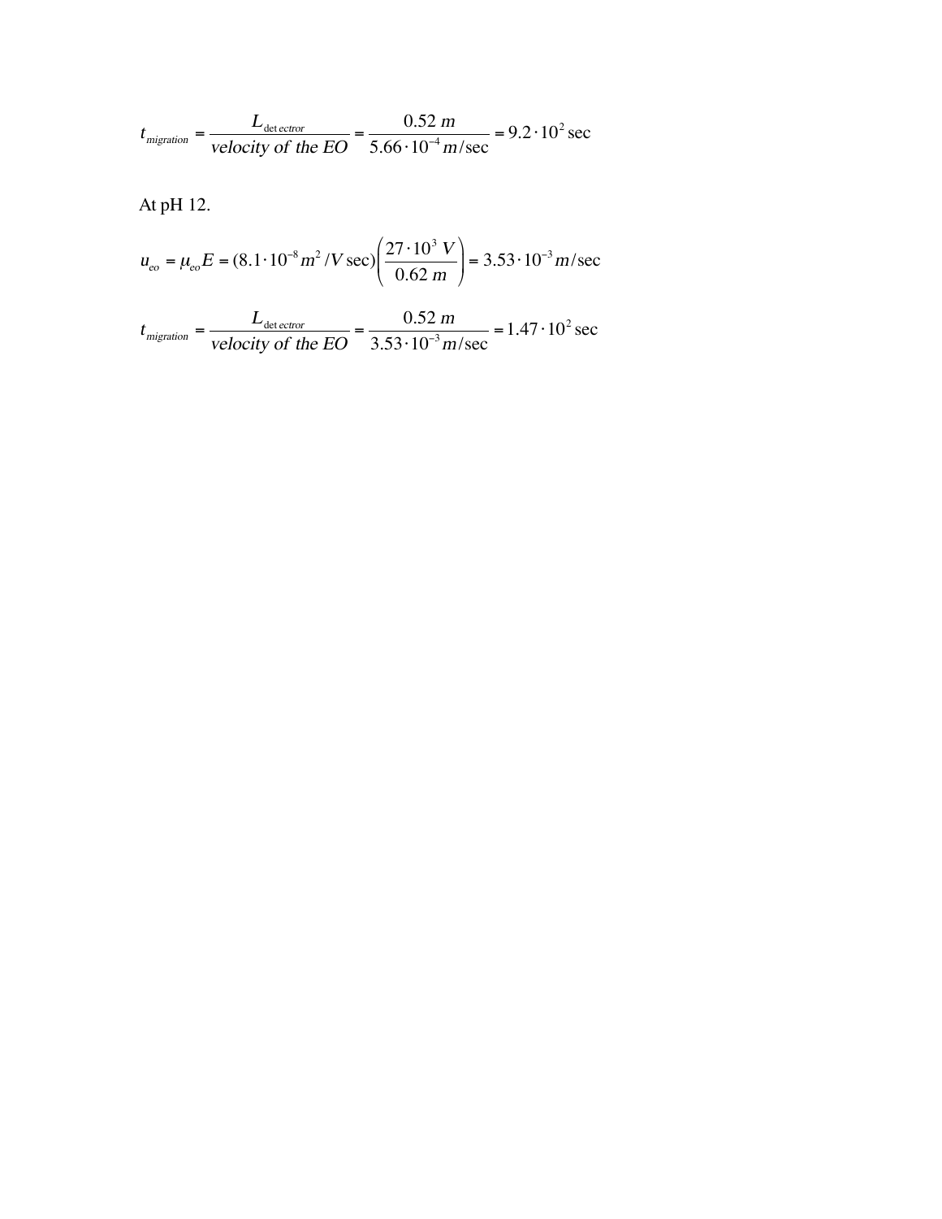$$t_{migration} = \frac{L_{\det ectror}}{velocity\ of\ the\ EO} = \frac{0.52\ m}{5.66 \cdot 10^{-4}\ m/\sec} = 9.2 \cdot 10^{2} \sec$$

At pH 12.

$$u_{eo} = \mu_{eo} E = (8.1 \cdot 10^{-8}\ m^{2}/V \sec)\left(\frac{27 \cdot 10^{3}\ V}{0.62\ m}\right) = 3.53 \cdot 10^{-3}\ m/\sec$$

$$t_{migration} = \frac{L_{\det ectror}}{velocity\ of\ the\ EO} = \frac{0.52\ m}{3.53 \cdot 10^{-3}\ m/\sec} = 1.47 \cdot 10^{2} \sec$$